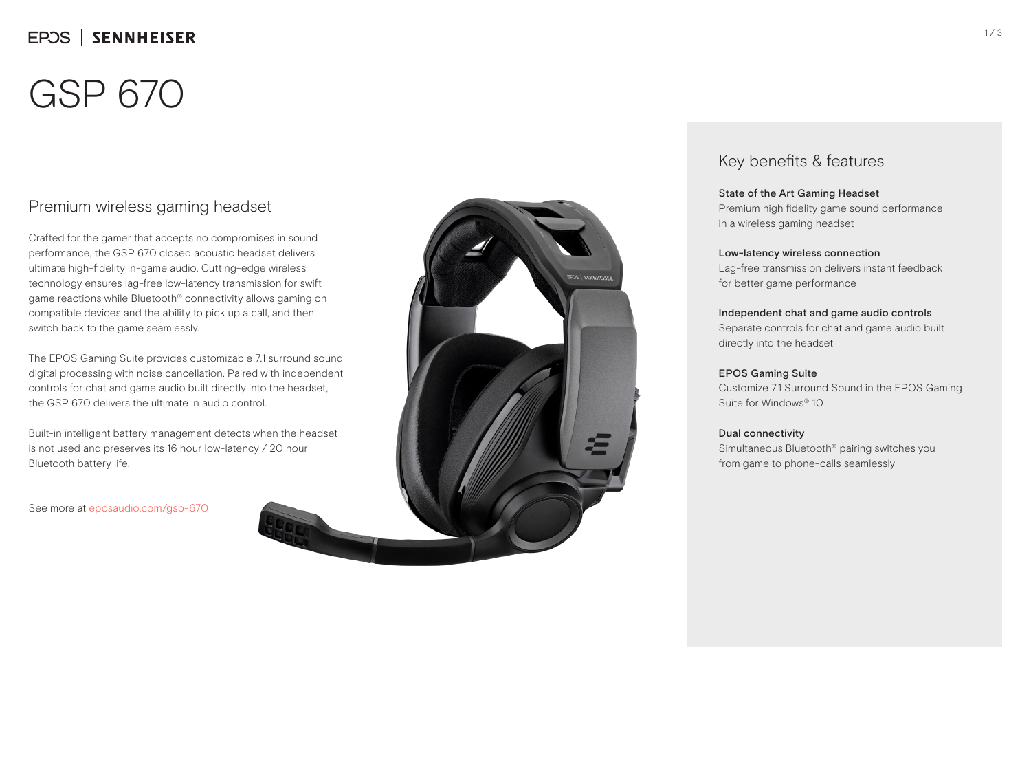# GSP 670

## Premium wireless gaming headset

Crafted for the gamer that accepts no compromises in sound performance, the GSP 670 closed acoustic headset delivers ultimate high-fidelity in-game audio. Cutting-edge wireless technology ensures lag-free low-latency transmission for swift game reactions while Bluetooth® connectivity allows gaming on compatible devices and the ability to pick up a call, and then switch back to the game seamlessly.

The EPOS Gaming Suite provides customizable 7.1 surround sound digital processing with noise cancellation. Paired with independent controls for chat and game audio built directly into the headset, the GSP 670 delivers the ultimate in audio control.

Built-in intelligent battery management detects when the headset is not used and preserves its 16 hour low-latency / 20 hour Bluetooth battery life.

See more at eposaudio.com/gsp-670

## Key benefits & features

**State of the Art Gaming Headset**
Premium high fidelity game sound performance in a wireless gaming headset

**Low-latency wireless connection**
Lag-free transmission delivers instant feedback for better game performance

**Independent chat and game audio controls**
Separate controls for chat and game audio built directly into the headset

**EPOS Gaming Suite**
Customize 7.1 Surround Sound in the EPOS Gaming Suite for Windows® 10

**Dual connectivity**
Simultaneous Bluetooth® pairing switches you from game to phone-calls seamlessly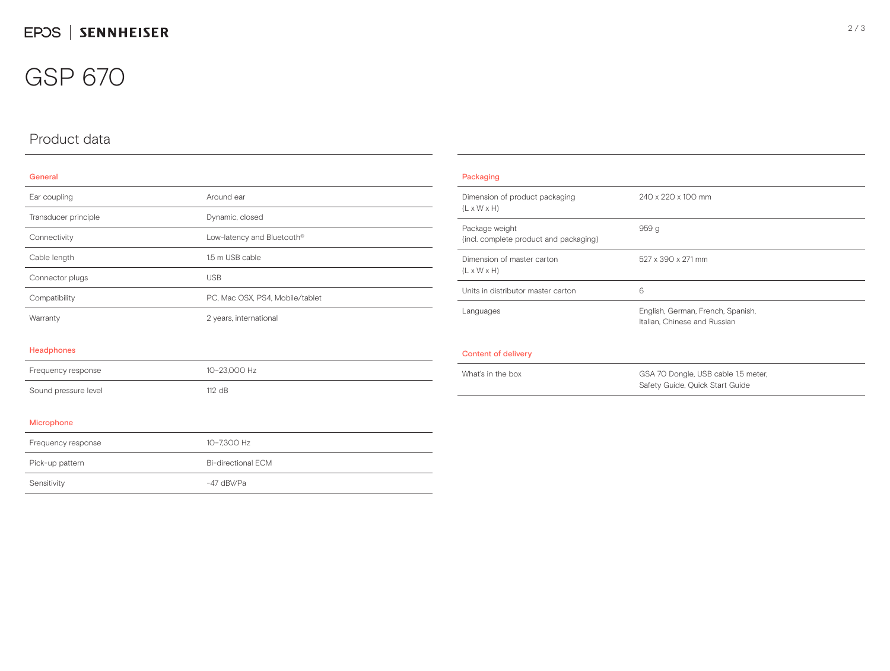EPOS | SENNHEISER

# GSP 670

## Product data

### General

| | |
|---|---|
| Ear coupling | Around ear |
| Transducer principle | Dynamic, closed |
| Connectivity | Low-latency and Bluetooth® |
| Cable length | 1.5 m USB cable |
| Connector plugs | USB |
| Compatibility | PC, Mac OSX, PS4, Mobile/tablet |
| Warranty | 2 years, international |

### Headphones

| | |
|---|---|
| Frequency response | 10–23,000 Hz |
| Sound pressure level | 112 dB |

### Microphone

| | |
|---|---|
| Frequency response | 10–7,300 Hz |
| Pick-up pattern | Bi-directional ECM |
| Sensitivity | -47 dBV/Pa |

### Packaging

| | |
|---|---|
| Dimension of product packaging (L x W x H) | 240 x 220 x 100 mm |
| Package weight (incl. complete product and packaging) | 959 g |
| Dimension of master carton (L x W x H) | 527 x 390 x 271 mm |
| Units in distributor master carton | 6 |
| Languages | English, German, French, Spanish, Italian, Chinese and Russian |

### Content of delivery

| | |
|---|---|
| What's in the box | GSA 70 Dongle, USB cable 1.5 meter, Safety Guide, Quick Start Guide |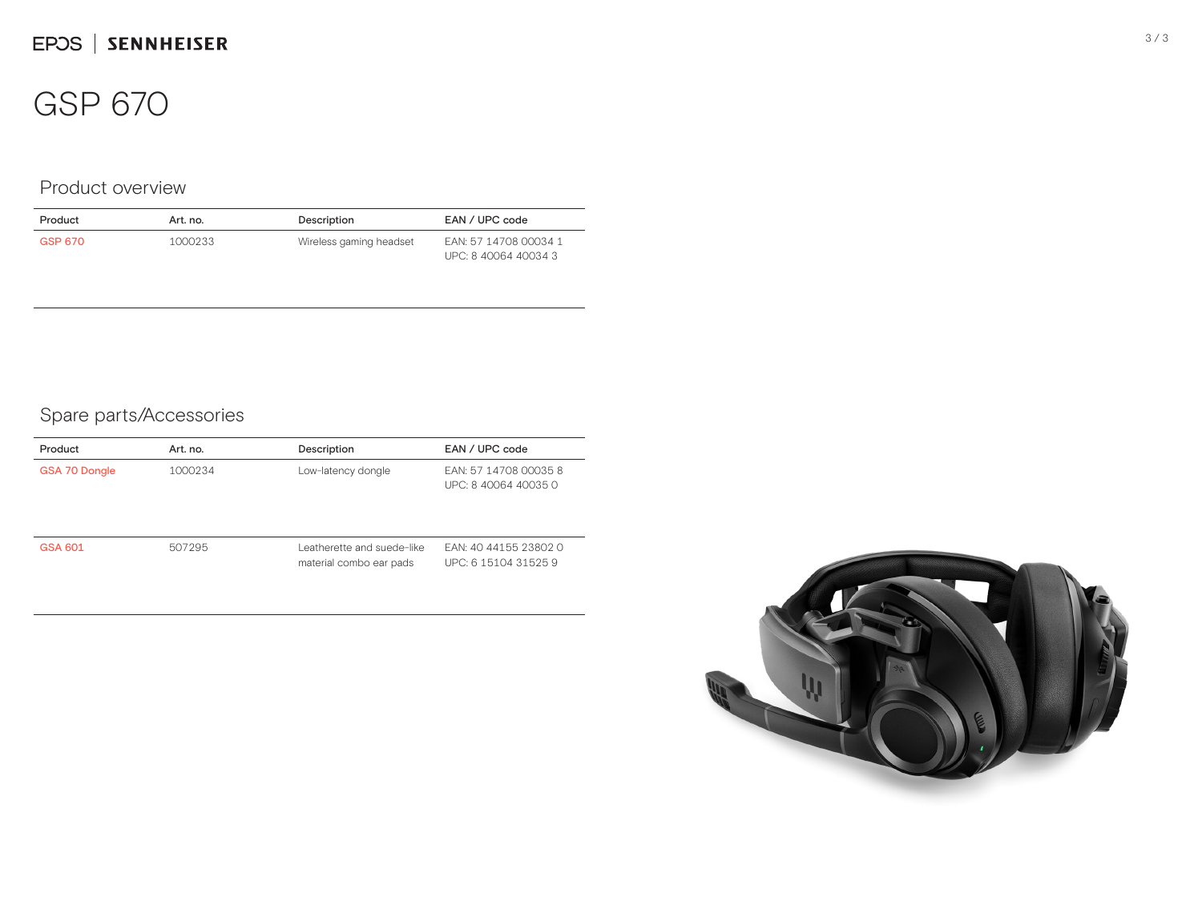# GSP 670

## Product overview

| Product | Art. no. | Description | EAN / UPC code |
|---|---|---|---|
| GSP 670 | 1000233 | Wireless gaming headset | EAN: 57 14708 00034 1<br>UPC: 8 40064 40034 3 |

## Spare parts/Accessories

| Product | Art. no. | Description | EAN / UPC code |
|---|---|---|---|
| GSA 70 Dongle | 1000234 | Low-latency dongle | EAN: 57 14708 00035 8<br>UPC: 8 40064 40035 0 |
| GSA 601 | 507295 | Leatherette and suede-like material combo ear pads | EAN: 40 44155 23802 0<br>UPC: 6 15104 31525 9 |